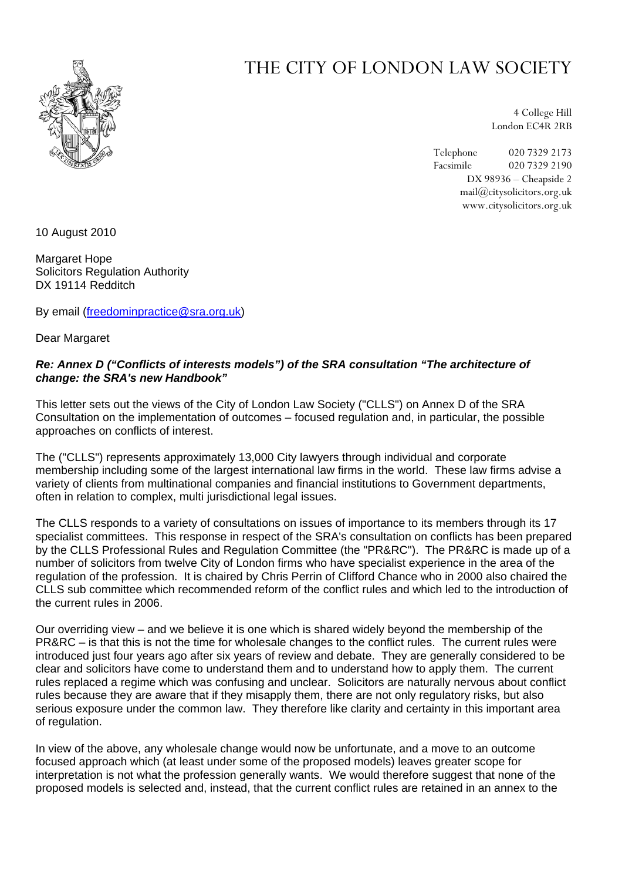# THE CITY OF LONDON LAW SOCIETY

4 College Hill
London EC4R 2RB

Telephone 020 7329 2173
Facsimile 020 7329 2190
DX 98936 – Cheapside 2
mail@citysolicitors.org.uk
www.citysolicitors.org.uk

10 August 2010

Margaret Hope
Solicitors Regulation Authority
DX 19114 Redditch

By email (freedominpractice@sra.org.uk)

Dear Margaret

***Re: Annex D ("Conflicts of interests models") of the SRA consultation "The architecture of change: the SRA's new Handbook"***

This letter sets out the views of the City of London Law Society ("CLLS") on Annex D of the SRA Consultation on the implementation of outcomes – focused regulation and, in particular, the possible approaches on conflicts of interest.

The ("CLLS") represents approximately 13,000 City lawyers through individual and corporate membership including some of the largest international law firms in the world. These law firms advise a variety of clients from multinational companies and financial institutions to Government departments, often in relation to complex, multi jurisdictional legal issues.

The CLLS responds to a variety of consultations on issues of importance to its members through its 17 specialist committees. This response in respect of the SRA's consultation on conflicts has been prepared by the CLLS Professional Rules and Regulation Committee (the "PR&RC"). The PR&RC is made up of a number of solicitors from twelve City of London firms who have specialist experience in the area of the regulation of the profession. It is chaired by Chris Perrin of Clifford Chance who in 2000 also chaired the CLLS sub committee which recommended reform of the conflict rules and which led to the introduction of the current rules in 2006.

Our overriding view – and we believe it is one which is shared widely beyond the membership of the PR&RC – is that this is not the time for wholesale changes to the conflict rules. The current rules were introduced just four years ago after six years of review and debate. They are generally considered to be clear and solicitors have come to understand them and to understand how to apply them. The current rules replaced a regime which was confusing and unclear. Solicitors are naturally nervous about conflict rules because they are aware that if they misapply them, there are not only regulatory risks, but also serious exposure under the common law. They therefore like clarity and certainty in this important area of regulation.

In view of the above, any wholesale change would now be unfortunate, and a move to an outcome focused approach which (at least under some of the proposed models) leaves greater scope for interpretation is not what the profession generally wants. We would therefore suggest that none of the proposed models is selected and, instead, that the current conflict rules are retained in an annex to the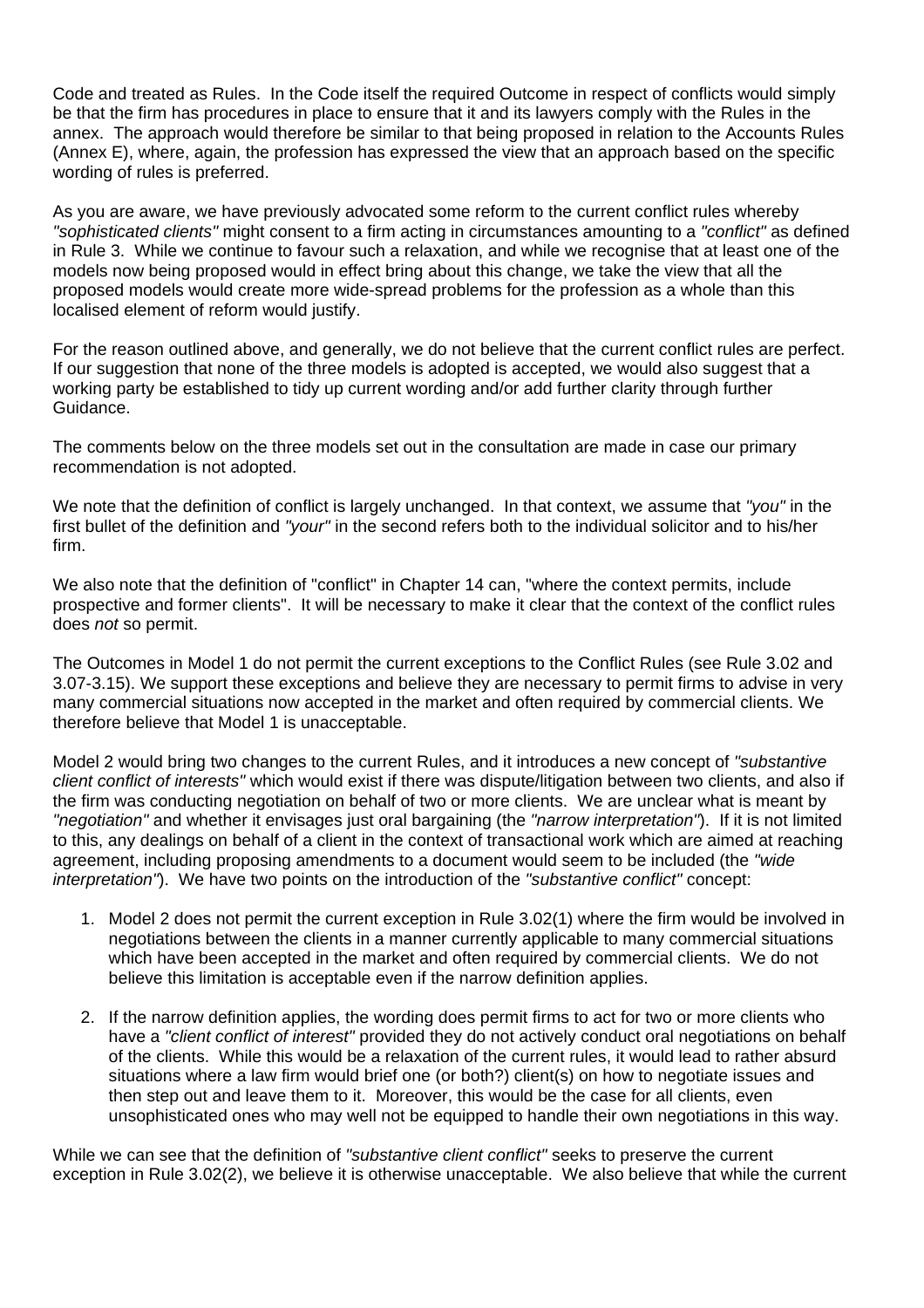Code and treated as Rules. In the Code itself the required Outcome in respect of conflicts would simply be that the firm has procedures in place to ensure that it and its lawyers comply with the Rules in the annex. The approach would therefore be similar to that being proposed in relation to the Accounts Rules (Annex E), where, again, the profession has expressed the view that an approach based on the specific wording of rules is preferred.

As you are aware, we have previously advocated some reform to the current conflict rules whereby *"sophisticated clients"* might consent to a firm acting in circumstances amounting to a *"conflict"* as defined in Rule 3. While we continue to favour such a relaxation, and while we recognise that at least one of the models now being proposed would in effect bring about this change, we take the view that all the proposed models would create more wide-spread problems for the profession as a whole than this localised element of reform would justify.

For the reason outlined above, and generally, we do not believe that the current conflict rules are perfect. If our suggestion that none of the three models is adopted is accepted, we would also suggest that a working party be established to tidy up current wording and/or add further clarity through further Guidance.

The comments below on the three models set out in the consultation are made in case our primary recommendation is not adopted.

We note that the definition of conflict is largely unchanged. In that context, we assume that *"you"* in the first bullet of the definition and *"your"* in the second refers both to the individual solicitor and to his/her firm.

We also note that the definition of "conflict" in Chapter 14 can, "where the context permits, include prospective and former clients". It will be necessary to make it clear that the context of the conflict rules does *not* so permit.

The Outcomes in Model 1 do not permit the current exceptions to the Conflict Rules (see Rule 3.02 and 3.07-3.15). We support these exceptions and believe they are necessary to permit firms to advise in very many commercial situations now accepted in the market and often required by commercial clients. We therefore believe that Model 1 is unacceptable.

Model 2 would bring two changes to the current Rules, and it introduces a new concept of *"substantive client conflict of interests"* which would exist if there was dispute/litigation between two clients, and also if the firm was conducting negotiation on behalf of two or more clients. We are unclear what is meant by *"negotiation"* and whether it envisages just oral bargaining (the *"narrow interpretation"*). If it is not limited to this, any dealings on behalf of a client in the context of transactional work which are aimed at reaching agreement, including proposing amendments to a document would seem to be included (the *"wide interpretation"*). We have two points on the introduction of the *"substantive conflict"* concept:

1. Model 2 does not permit the current exception in Rule 3.02(1) where the firm would be involved in negotiations between the clients in a manner currently applicable to many commercial situations which have been accepted in the market and often required by commercial clients. We do not believe this limitation is acceptable even if the narrow definition applies.

2. If the narrow definition applies, the wording does permit firms to act for two or more clients who have a *"client conflict of interest"* provided they do not actively conduct oral negotiations on behalf of the clients. While this would be a relaxation of the current rules, it would lead to rather absurd situations where a law firm would brief one (or both?) client(s) on how to negotiate issues and then step out and leave them to it. Moreover, this would be the case for all clients, even unsophisticated ones who may well not be equipped to handle their own negotiations in this way.

While we can see that the definition of *"substantive client conflict"* seeks to preserve the current exception in Rule 3.02(2), we believe it is otherwise unacceptable. We also believe that while the current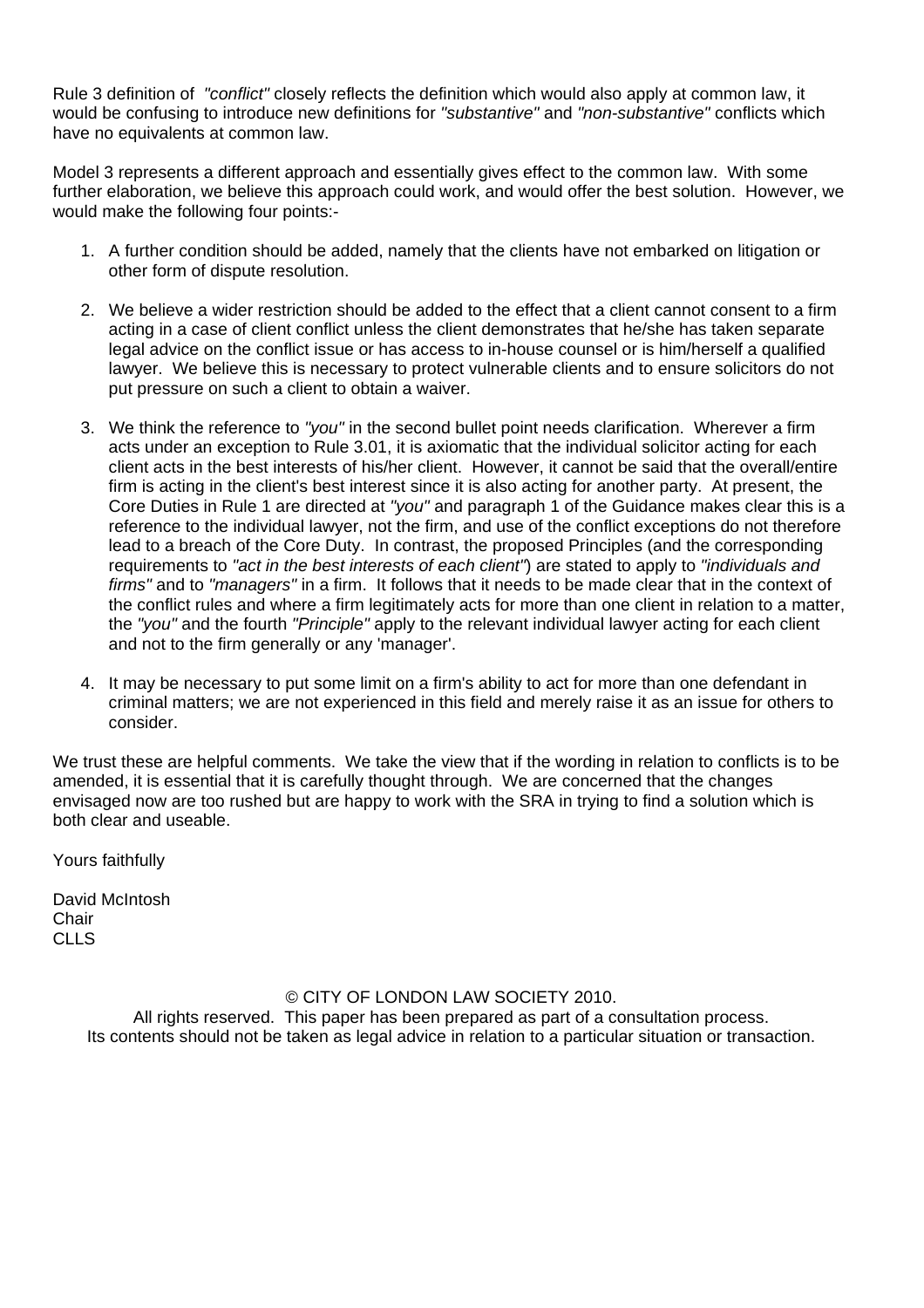Rule 3 definition of *"conflict"* closely reflects the definition which would also apply at common law, it would be confusing to introduce new definitions for *"substantive"* and *"non-substantive"* conflicts which have no equivalents at common law.

Model 3 represents a different approach and essentially gives effect to the common law. With some further elaboration, we believe this approach could work, and would offer the best solution. However, we would make the following four points:-

1. A further condition should be added, namely that the clients have not embarked on litigation or other form of dispute resolution.

2. We believe a wider restriction should be added to the effect that a client cannot consent to a firm acting in a case of client conflict unless the client demonstrates that he/she has taken separate legal advice on the conflict issue or has access to in-house counsel or is him/herself a qualified lawyer. We believe this is necessary to protect vulnerable clients and to ensure solicitors do not put pressure on such a client to obtain a waiver.

3. We think the reference to *"you"* in the second bullet point needs clarification. Wherever a firm acts under an exception to Rule 3.01, it is axiomatic that the individual solicitor acting for each client acts in the best interests of his/her client. However, it cannot be said that the overall/entire firm is acting in the client's best interest since it is also acting for another party. At present, the Core Duties in Rule 1 are directed at *"you"* and paragraph 1 of the Guidance makes clear this is a reference to the individual lawyer, not the firm, and use of the conflict exceptions do not therefore lead to a breach of the Core Duty. In contrast, the proposed Principles (and the corresponding requirements to *"act in the best interests of each client"*) are stated to apply to *"individuals and firms"* and to *"managers"* in a firm. It follows that it needs to be made clear that in the context of the conflict rules and where a firm legitimately acts for more than one client in relation to a matter, the *"you"* and the fourth *"Principle"* apply to the relevant individual lawyer acting for each client and not to the firm generally or any 'manager'.

4. It may be necessary to put some limit on a firm's ability to act for more than one defendant in criminal matters; we are not experienced in this field and merely raise it as an issue for others to consider.

We trust these are helpful comments. We take the view that if the wording in relation to conflicts is to be amended, it is essential that it is carefully thought through. We are concerned that the changes envisaged now are too rushed but are happy to work with the SRA in trying to find a solution which is both clear and useable.

Yours faithfully

David McIntosh
Chair
CLLS

© CITY OF LONDON LAW SOCIETY 2010.
All rights reserved. This paper has been prepared as part of a consultation process.
Its contents should not be taken as legal advice in relation to a particular situation or transaction.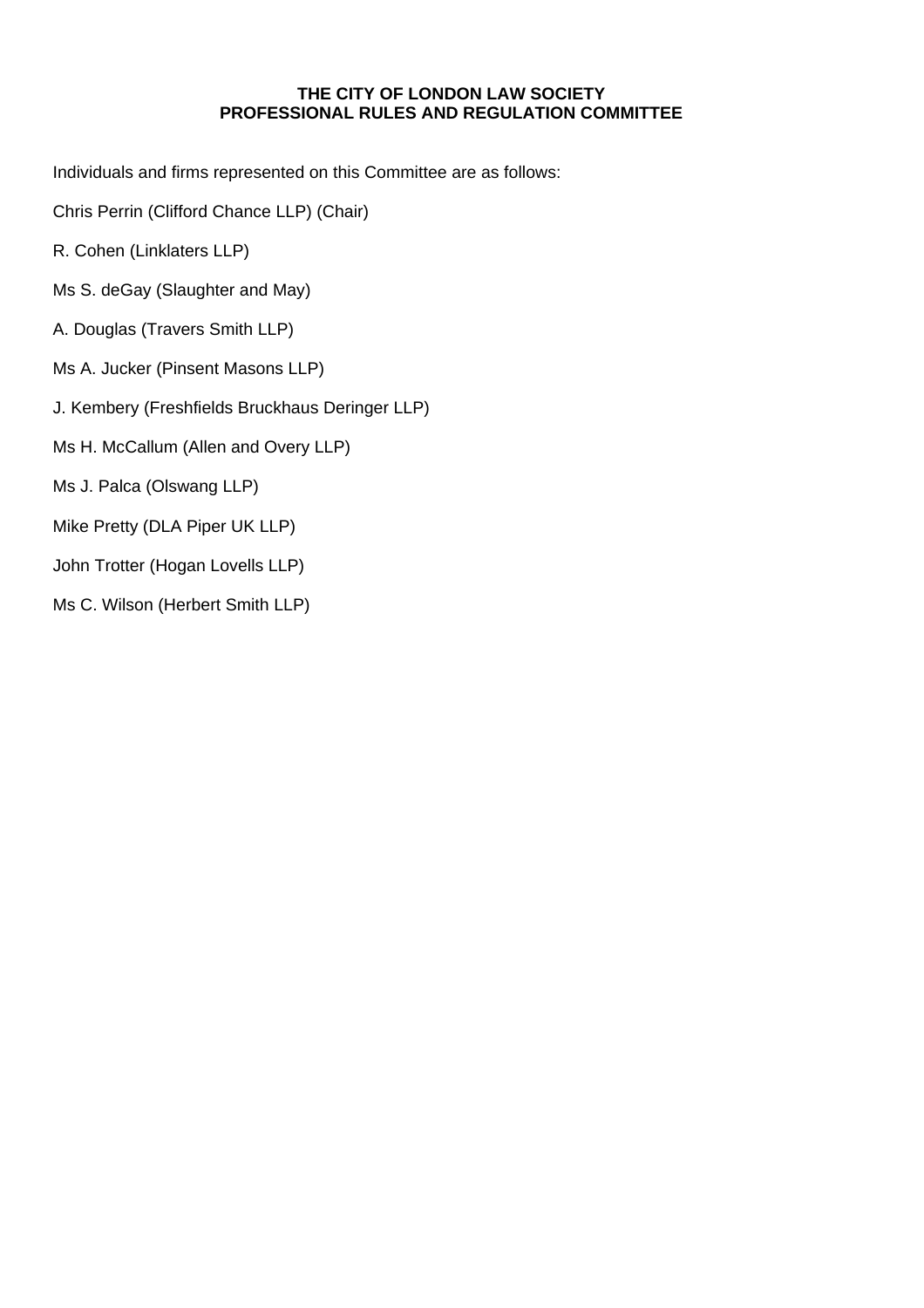**THE CITY OF LONDON LAW SOCIETY**
**PROFESSIONAL RULES AND REGULATION COMMITTEE**

Individuals and firms represented on this Committee are as follows:

Chris Perrin (Clifford Chance LLP) (Chair)

R. Cohen (Linklaters LLP)

Ms S. deGay (Slaughter and May)

A. Douglas (Travers Smith LLP)

Ms A. Jucker (Pinsent Masons LLP)

J. Kembery (Freshfields Bruckhaus Deringer LLP)

Ms H. McCallum (Allen and Overy LLP)

Ms J. Palca (Olswang LLP)

Mike Pretty (DLA Piper UK LLP)

John Trotter (Hogan Lovells LLP)

Ms C. Wilson (Herbert Smith LLP)